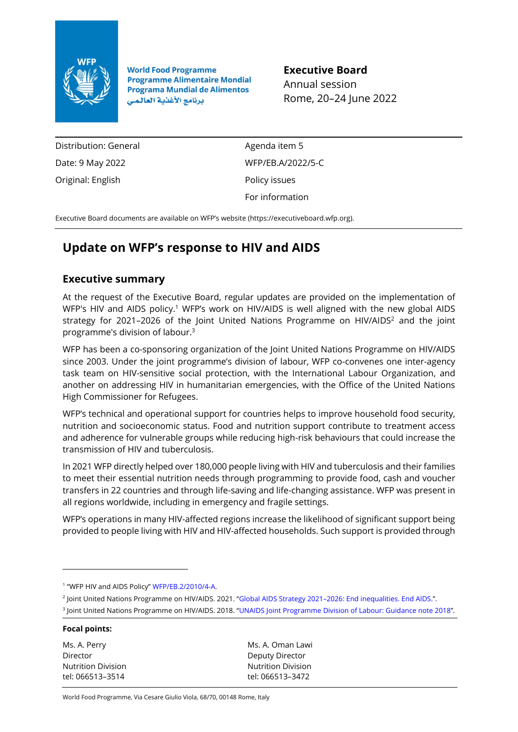World Food Programme
Programme Alimentaire Mondial
Programa Mundial de Alimentos
برنامج الأغذية العالمي

**Executive Board**
Annual session
Rome, 20–24 June 2022

| | |
|---|---|
| Distribution: General | Agenda item 5 |
| Date: 9 May 2022 | WFP/EB.A/2022/5-C |
| Original: English | Policy issues |
| | For information |

Executive Board documents are available on WFP's website (https://executiveboard.wfp.org).

# Update on WFP's response to HIV and AIDS

## Executive summary

At the request of the Executive Board, regular updates are provided on the implementation of WFP's HIV and AIDS policy.[1] WFP's work on HIV/AIDS is well aligned with the new global AIDS strategy for 2021–2026 of the Joint United Nations Programme on HIV/AIDS[2] and the joint programme's division of labour.[3]

WFP has been a co-sponsoring organization of the Joint United Nations Programme on HIV/AIDS since 2003. Under the joint programme's division of labour, WFP co-convenes one inter-agency task team on HIV-sensitive social protection, with the International Labour Organization, and another on addressing HIV in humanitarian emergencies, with the Office of the United Nations High Commissioner for Refugees.

WFP's technical and operational support for countries helps to improve household food security, nutrition and socioeconomic status. Food and nutrition support contribute to treatment access and adherence for vulnerable groups while reducing high-risk behaviours that could increase the transmission of HIV and tuberculosis.

In 2021 WFP directly helped over 180,000 people living with HIV and tuberculosis and their families to meet their essential nutrition needs through programming to provide food, cash and voucher transfers in 22 countries and through life-saving and life-changing assistance. WFP was present in all regions worldwide, including in emergency and fragile settings.

WFP's operations in many HIV-affected regions increase the likelihood of significant support being provided to people living with HIV and HIV-affected households. Such support is provided through

[1] "WFP HIV and AIDS Policy" WFP/EB.2/2010/4-A.

[2] Joint United Nations Programme on HIV/AIDS. 2021. "Global AIDS Strategy 2021–2026: End inequalities. End AIDS.".

[3] Joint United Nations Programme on HIV/AIDS. 2018. "UNAIDS Joint Programme Division of Labour: Guidance note 2018".

**Focal points:**

| | |
|---|---|
| Ms. A. Perry<br>Director<br>Nutrition Division<br>tel: 066513-3514 | Ms. A. Oman Lawi<br>Deputy Director<br>Nutrition Division<br>tel: 066513-3472 |

World Food Programme, Via Cesare Giulio Viola, 68/70, 00148 Rome, Italy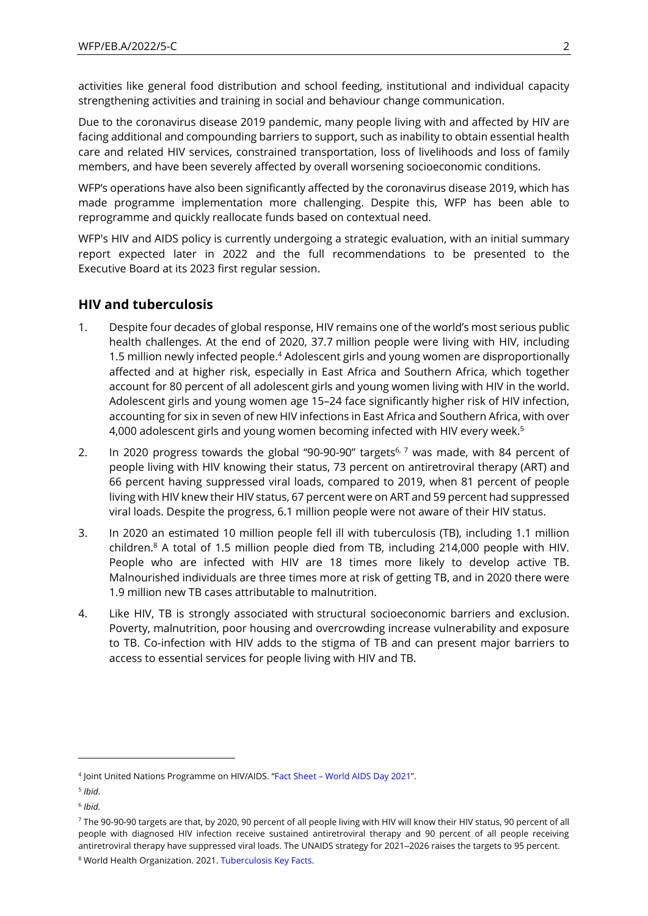activities like general food distribution and school feeding, institutional and individual capacity strengthening activities and training in social and behaviour change communication.

Due to the coronavirus disease 2019 pandemic, many people living with and affected by HIV are facing additional and compounding barriers to support, such as inability to obtain essential health care and related HIV services, constrained transportation, loss of livelihoods and loss of family members, and have been severely affected by overall worsening socioeconomic conditions.

WFP's operations have also been significantly affected by the coronavirus disease 2019, which has made programme implementation more challenging. Despite this, WFP has been able to reprogramme and quickly reallocate funds based on contextual need.

WFP's HIV and AIDS policy is currently undergoing a strategic evaluation, with an initial summary report expected later in 2022 and the full recommendations to be presented to the Executive Board at its 2023 first regular session.

## HIV and tuberculosis

1. Despite four decades of global response, HIV remains one of the world's most serious public health challenges. At the end of 2020, 37.7 million people were living with HIV, including 1.5 million newly infected people.[4] Adolescent girls and young women are disproportionally affected and at higher risk, especially in East Africa and Southern Africa, which together account for 80 percent of all adolescent girls and young women living with HIV in the world. Adolescent girls and young women age 15–24 face significantly higher risk of HIV infection, accounting for six in seven of new HIV infections in East Africa and Southern Africa, with over 4,000 adolescent girls and young women becoming infected with HIV every week.[5]

2. In 2020 progress towards the global "90-90-90" targets[6, 7] was made, with 84 percent of people living with HIV knowing their status, 73 percent on antiretroviral therapy (ART) and 66 percent having suppressed viral loads, compared to 2019, when 81 percent of people living with HIV knew their HIV status, 67 percent were on ART and 59 percent had suppressed viral loads. Despite the progress, 6.1 million people were not aware of their HIV status.

3. In 2020 an estimated 10 million people fell ill with tuberculosis (TB), including 1.1 million children.[8] A total of 1.5 million people died from TB, including 214,000 people with HIV. People who are infected with HIV are 18 times more likely to develop active TB. Malnourished individuals are three times more at risk of getting TB, and in 2020 there were 1.9 million new TB cases attributable to malnutrition.

4. Like HIV, TB is strongly associated with structural socioeconomic barriers and exclusion. Poverty, malnutrition, poor housing and overcrowding increase vulnerability and exposure to TB. Co-infection with HIV adds to the stigma of TB and can present major barriers to access to essential services for people living with HIV and TB.

---

[4] Joint United Nations Programme on HIV/AIDS. "Fact Sheet – World AIDS Day 2021".

[5] *Ibid*.

[6] *Ibid*.

[7] The 90-90-90 targets are that, by 2020, 90 percent of all people living with HIV will know their HIV status, 90 percent of all people with diagnosed HIV infection receive sustained antiretroviral therapy and 90 percent of all people receiving antiretroviral therapy have suppressed viral loads. The UNAIDS strategy for 2021–2026 raises the targets to 95 percent.

[8] World Health Organization. 2021. Tuberculosis Key Facts.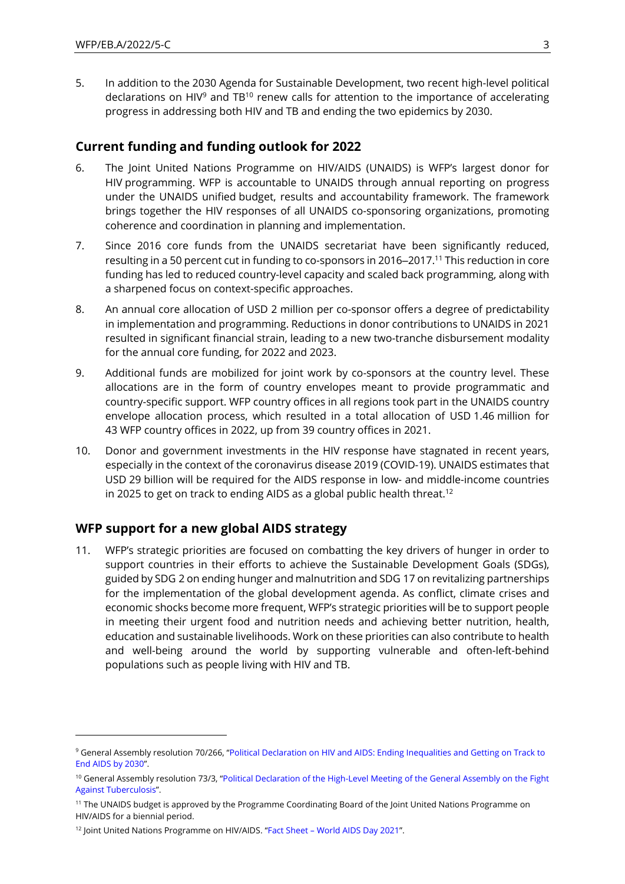5. In addition to the 2030 Agenda for Sustainable Development, two recent high-level political declarations on HIV[9] and TB[10] renew calls for attention to the importance of accelerating progress in addressing both HIV and TB and ending the two epidemics by 2030.

## Current funding and funding outlook for 2022

6. The Joint United Nations Programme on HIV/AIDS (UNAIDS) is WFP's largest donor for HIV programming. WFP is accountable to UNAIDS through annual reporting on progress under the UNAIDS unified budget, results and accountability framework. The framework brings together the HIV responses of all UNAIDS co-sponsoring organizations, promoting coherence and coordination in planning and implementation.

7. Since 2016 core funds from the UNAIDS secretariat have been significantly reduced, resulting in a 50 percent cut in funding to co-sponsors in 2016–2017.[11] This reduction in core funding has led to reduced country-level capacity and scaled back programming, along with a sharpened focus on context-specific approaches.

8. An annual core allocation of USD 2 million per co-sponsor offers a degree of predictability in implementation and programming. Reductions in donor contributions to UNAIDS in 2021 resulted in significant financial strain, leading to a new two-tranche disbursement modality for the annual core funding, for 2022 and 2023.

9. Additional funds are mobilized for joint work by co-sponsors at the country level. These allocations are in the form of country envelopes meant to provide programmatic and country-specific support. WFP country offices in all regions took part in the UNAIDS country envelope allocation process, which resulted in a total allocation of USD 1.46 million for 43 WFP country offices in 2022, up from 39 country offices in 2021.

10. Donor and government investments in the HIV response have stagnated in recent years, especially in the context of the coronavirus disease 2019 (COVID-19). UNAIDS estimates that USD 29 billion will be required for the AIDS response in low- and middle-income countries in 2025 to get on track to ending AIDS as a global public health threat.[12]

## WFP support for a new global AIDS strategy

11. WFP's strategic priorities are focused on combatting the key drivers of hunger in order to support countries in their efforts to achieve the Sustainable Development Goals (SDGs), guided by SDG 2 on ending hunger and malnutrition and SDG 17 on revitalizing partnerships for the implementation of the global development agenda. As conflict, climate crises and economic shocks become more frequent, WFP's strategic priorities will be to support people in meeting their urgent food and nutrition needs and achieving better nutrition, health, education and sustainable livelihoods. Work on these priorities can also contribute to health and well-being around the world by supporting vulnerable and often-left-behind populations such as people living with HIV and TB.

---

[9] General Assembly resolution 70/266, "Political Declaration on HIV and AIDS: Ending Inequalities and Getting on Track to End AIDS by 2030".

[10] General Assembly resolution 73/3, "Political Declaration of the High-Level Meeting of the General Assembly on the Fight Against Tuberculosis".

[11] The UNAIDS budget is approved by the Programme Coordinating Board of the Joint United Nations Programme on HIV/AIDS for a biennial period.

[12] Joint United Nations Programme on HIV/AIDS. "Fact Sheet – World AIDS Day 2021".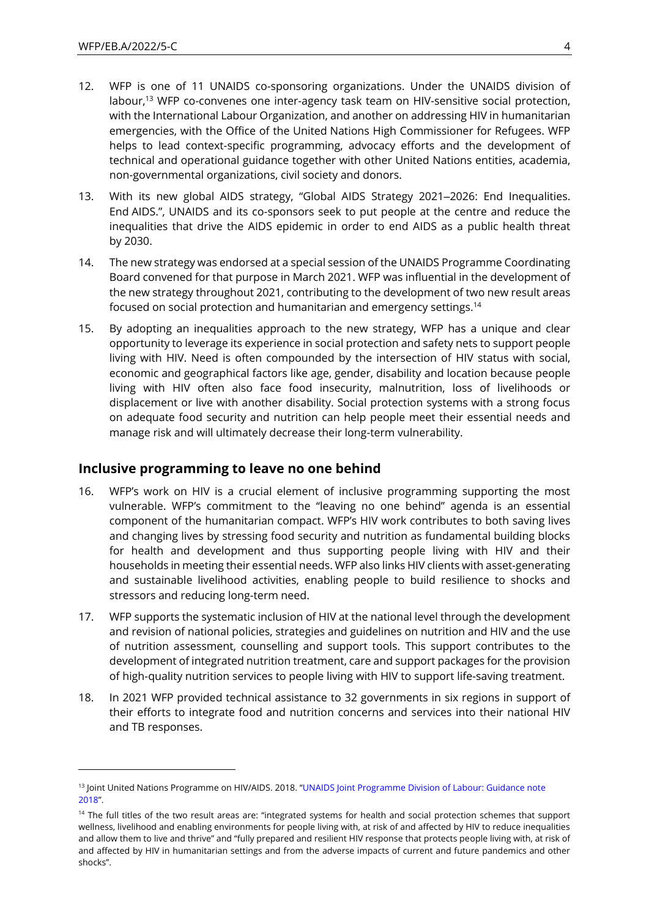12. WFP is one of 11 UNAIDS co-sponsoring organizations. Under the UNAIDS division of labour,[13] WFP co-convenes one inter-agency task team on HIV-sensitive social protection, with the International Labour Organization, and another on addressing HIV in humanitarian emergencies, with the Office of the United Nations High Commissioner for Refugees. WFP helps to lead context-specific programming, advocacy efforts and the development of technical and operational guidance together with other United Nations entities, academia, non-governmental organizations, civil society and donors.

13. With its new global AIDS strategy, "Global AIDS Strategy 2021–2026: End Inequalities. End AIDS.", UNAIDS and its co-sponsors seek to put people at the centre and reduce the inequalities that drive the AIDS epidemic in order to end AIDS as a public health threat by 2030.

14. The new strategy was endorsed at a special session of the UNAIDS Programme Coordinating Board convened for that purpose in March 2021. WFP was influential in the development of the new strategy throughout 2021, contributing to the development of two new result areas focused on social protection and humanitarian and emergency settings.[14]

15. By adopting an inequalities approach to the new strategy, WFP has a unique and clear opportunity to leverage its experience in social protection and safety nets to support people living with HIV. Need is often compounded by the intersection of HIV status with social, economic and geographical factors like age, gender, disability and location because people living with HIV often also face food insecurity, malnutrition, loss of livelihoods or displacement or live with another disability. Social protection systems with a strong focus on adequate food security and nutrition can help people meet their essential needs and manage risk and will ultimately decrease their long-term vulnerability.

## Inclusive programming to leave no one behind

16. WFP's work on HIV is a crucial element of inclusive programming supporting the most vulnerable. WFP's commitment to the "leaving no one behind" agenda is an essential component of the humanitarian compact. WFP's HIV work contributes to both saving lives and changing lives by stressing food security and nutrition as fundamental building blocks for health and development and thus supporting people living with HIV and their households in meeting their essential needs. WFP also links HIV clients with asset-generating and sustainable livelihood activities, enabling people to build resilience to shocks and stressors and reducing long-term need.

17. WFP supports the systematic inclusion of HIV at the national level through the development and revision of national policies, strategies and guidelines on nutrition and HIV and the use of nutrition assessment, counselling and support tools. This support contributes to the development of integrated nutrition treatment, care and support packages for the provision of high-quality nutrition services to people living with HIV to support life-saving treatment.

18. In 2021 WFP provided technical assistance to 32 governments in six regions in support of their efforts to integrate food and nutrition concerns and services into their national HIV and TB responses.

---

[13] Joint United Nations Programme on HIV/AIDS. 2018. "UNAIDS Joint Programme Division of Labour: Guidance note 2018".

[14] The full titles of the two result areas are: "integrated systems for health and social protection schemes that support wellness, livelihood and enabling environments for people living with, at risk of and affected by HIV to reduce inequalities and allow them to live and thrive" and "fully prepared and resilient HIV response that protects people living with, at risk of and affected by HIV in humanitarian settings and from the adverse impacts of current and future pandemics and other shocks".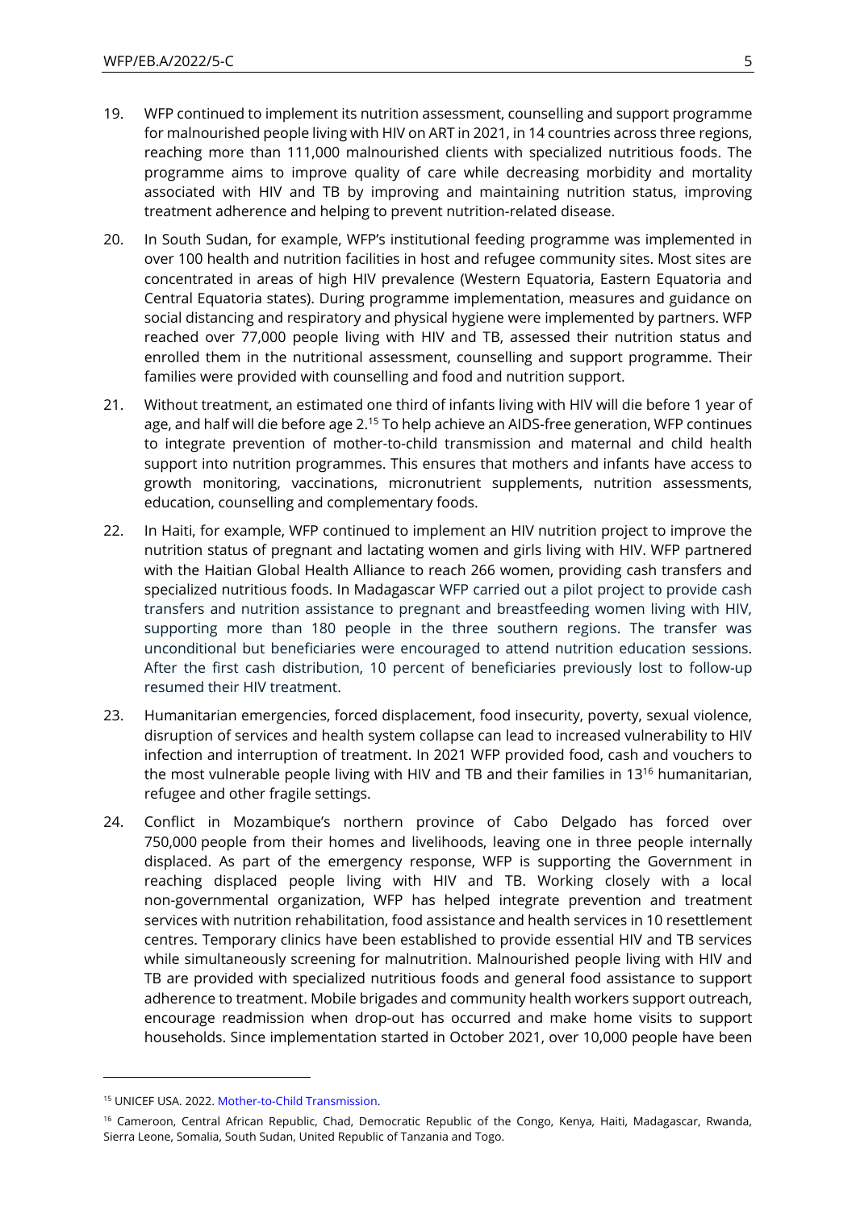19. WFP continued to implement its nutrition assessment, counselling and support programme for malnourished people living with HIV on ART in 2021, in 14 countries across three regions, reaching more than 111,000 malnourished clients with specialized nutritious foods. The programme aims to improve quality of care while decreasing morbidity and mortality associated with HIV and TB by improving and maintaining nutrition status, improving treatment adherence and helping to prevent nutrition-related disease.

20. In South Sudan, for example, WFP's institutional feeding programme was implemented in over 100 health and nutrition facilities in host and refugee community sites. Most sites are concentrated in areas of high HIV prevalence (Western Equatoria, Eastern Equatoria and Central Equatoria states). During programme implementation, measures and guidance on social distancing and respiratory and physical hygiene were implemented by partners. WFP reached over 77,000 people living with HIV and TB, assessed their nutrition status and enrolled them in the nutritional assessment, counselling and support programme. Their families were provided with counselling and food and nutrition support.

21. Without treatment, an estimated one third of infants living with HIV will die before 1 year of age, and half will die before age 2.[15] To help achieve an AIDS-free generation, WFP continues to integrate prevention of mother-to-child transmission and maternal and child health support into nutrition programmes. This ensures that mothers and infants have access to growth monitoring, vaccinations, micronutrient supplements, nutrition assessments, education, counselling and complementary foods.

22. In Haiti, for example, WFP continued to implement an HIV nutrition project to improve the nutrition status of pregnant and lactating women and girls living with HIV. WFP partnered with the Haitian Global Health Alliance to reach 266 women, providing cash transfers and specialized nutritious foods. In Madagascar WFP carried out a pilot project to provide cash transfers and nutrition assistance to pregnant and breastfeeding women living with HIV, supporting more than 180 people in the three southern regions. The transfer was unconditional but beneficiaries were encouraged to attend nutrition education sessions. After the first cash distribution, 10 percent of beneficiaries previously lost to follow-up resumed their HIV treatment.

23. Humanitarian emergencies, forced displacement, food insecurity, poverty, sexual violence, disruption of services and health system collapse can lead to increased vulnerability to HIV infection and interruption of treatment. In 2021 WFP provided food, cash and vouchers to the most vulnerable people living with HIV and TB and their families in 13[16] humanitarian, refugee and other fragile settings.

24. Conflict in Mozambique's northern province of Cabo Delgado has forced over 750,000 people from their homes and livelihoods, leaving one in three people internally displaced. As part of the emergency response, WFP is supporting the Government in reaching displaced people living with HIV and TB. Working closely with a local non-governmental organization, WFP has helped integrate prevention and treatment services with nutrition rehabilitation, food assistance and health services in 10 resettlement centres. Temporary clinics have been established to provide essential HIV and TB services while simultaneously screening for malnutrition. Malnourished people living with HIV and TB are provided with specialized nutritious foods and general food assistance to support adherence to treatment. Mobile brigades and community health workers support outreach, encourage readmission when drop-out has occurred and make home visits to support households. Since implementation started in October 2021, over 10,000 people have been

---

[15] UNICEF USA. 2022. Mother-to-Child Transmission.

[16] Cameroon, Central African Republic, Chad, Democratic Republic of the Congo, Kenya, Haiti, Madagascar, Rwanda, Sierra Leone, Somalia, South Sudan, United Republic of Tanzania and Togo.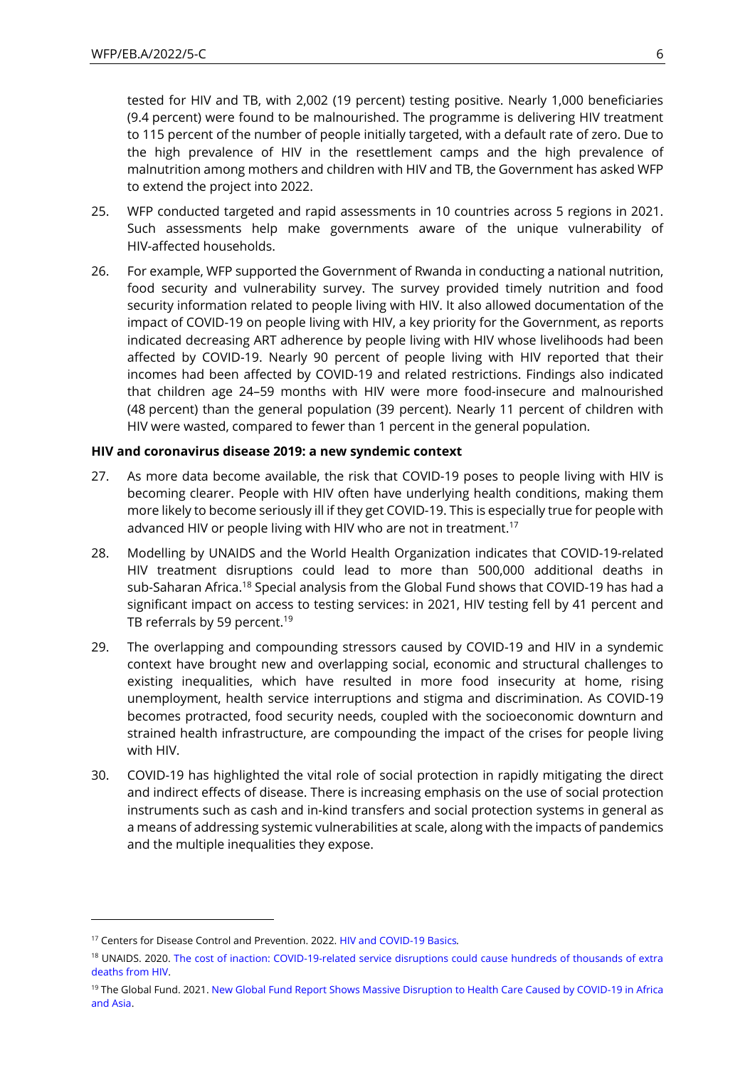tested for HIV and TB, with 2,002 (19 percent) testing positive. Nearly 1,000 beneficiaries (9.4 percent) were found to be malnourished. The programme is delivering HIV treatment to 115 percent of the number of people initially targeted, with a default rate of zero. Due to the high prevalence of HIV in the resettlement camps and the high prevalence of malnutrition among mothers and children with HIV and TB, the Government has asked WFP to extend the project into 2022.

25. WFP conducted targeted and rapid assessments in 10 countries across 5 regions in 2021. Such assessments help make governments aware of the unique vulnerability of HIV-affected households.

26. For example, WFP supported the Government of Rwanda in conducting a national nutrition, food security and vulnerability survey. The survey provided timely nutrition and food security information related to people living with HIV. It also allowed documentation of the impact of COVID-19 on people living with HIV, a key priority for the Government, as reports indicated decreasing ART adherence by people living with HIV whose livelihoods had been affected by COVID-19. Nearly 90 percent of people living with HIV reported that their incomes had been affected by COVID-19 and related restrictions. Findings also indicated that children age 24–59 months with HIV were more food-insecure and malnourished (48 percent) than the general population (39 percent). Nearly 11 percent of children with HIV were wasted, compared to fewer than 1 percent in the general population.

**HIV and coronavirus disease 2019: a new syndemic context**

27. As more data become available, the risk that COVID-19 poses to people living with HIV is becoming clearer. People with HIV often have underlying health conditions, making them more likely to become seriously ill if they get COVID-19. This is especially true for people with advanced HIV or people living with HIV who are not in treatment.[17]

28. Modelling by UNAIDS and the World Health Organization indicates that COVID-19-related HIV treatment disruptions could lead to more than 500,000 additional deaths in sub-Saharan Africa.[18] Special analysis from the Global Fund shows that COVID-19 has had a significant impact on access to testing services: in 2021, HIV testing fell by 41 percent and TB referrals by 59 percent.[19]

29. The overlapping and compounding stressors caused by COVID-19 and HIV in a syndemic context have brought new and overlapping social, economic and structural challenges to existing inequalities, which have resulted in more food insecurity at home, rising unemployment, health service interruptions and stigma and discrimination. As COVID-19 becomes protracted, food security needs, coupled with the socioeconomic downturn and strained health infrastructure, are compounding the impact of the crises for people living with HIV.

30. COVID-19 has highlighted the vital role of social protection in rapidly mitigating the direct and indirect effects of disease. There is increasing emphasis on the use of social protection instruments such as cash and in-kind transfers and social protection systems in general as a means of addressing systemic vulnerabilities at scale, along with the impacts of pandemics and the multiple inequalities they expose.

---

[17] Centers for Disease Control and Prevention. 2022. HIV and COVID-19 Basics.

[18] UNAIDS. 2020. The cost of inaction: COVID-19-related service disruptions could cause hundreds of thousands of extra deaths from HIV.

[19] The Global Fund. 2021. New Global Fund Report Shows Massive Disruption to Health Care Caused by COVID-19 in Africa and Asia.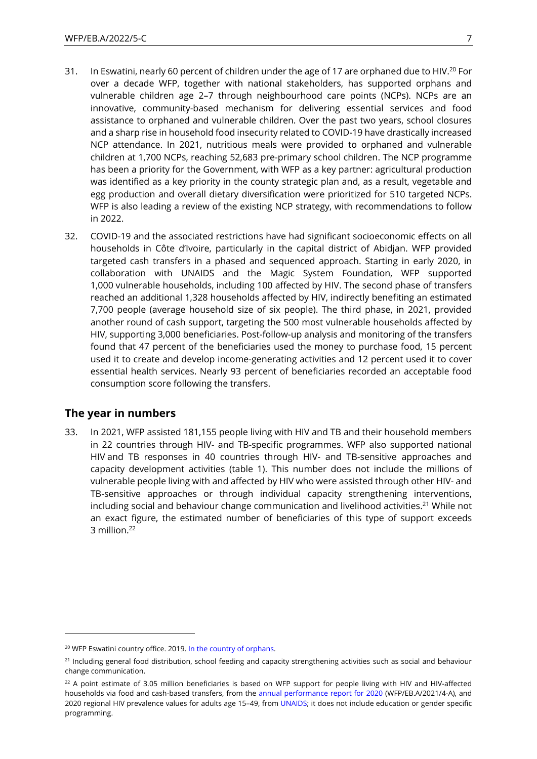31. In Eswatini, nearly 60 percent of children under the age of 17 are orphaned due to HIV.[20] For over a decade WFP, together with national stakeholders, has supported orphans and vulnerable children age 2–7 through neighbourhood care points (NCPs). NCPs are an innovative, community-based mechanism for delivering essential services and food assistance to orphaned and vulnerable children. Over the past two years, school closures and a sharp rise in household food insecurity related to COVID-19 have drastically increased NCP attendance. In 2021, nutritious meals were provided to orphaned and vulnerable children at 1,700 NCPs, reaching 52,683 pre-primary school children. The NCP programme has been a priority for the Government, with WFP as a key partner: agricultural production was identified as a key priority in the county strategic plan and, as a result, vegetable and egg production and overall dietary diversification were prioritized for 510 targeted NCPs. WFP is also leading a review of the existing NCP strategy, with recommendations to follow in 2022.

32. COVID-19 and the associated restrictions have had significant socioeconomic effects on all households in Côte d'Ivoire, particularly in the capital district of Abidjan. WFP provided targeted cash transfers in a phased and sequenced approach. Starting in early 2020, in collaboration with UNAIDS and the Magic System Foundation, WFP supported 1,000 vulnerable households, including 100 affected by HIV. The second phase of transfers reached an additional 1,328 households affected by HIV, indirectly benefiting an estimated 7,700 people (average household size of six people). The third phase, in 2021, provided another round of cash support, targeting the 500 most vulnerable households affected by HIV, supporting 3,000 beneficiaries. Post-follow-up analysis and monitoring of the transfers found that 47 percent of the beneficiaries used the money to purchase food, 15 percent used it to create and develop income-generating activities and 12 percent used it to cover essential health services. Nearly 93 percent of beneficiaries recorded an acceptable food consumption score following the transfers.

## The year in numbers

33. In 2021, WFP assisted 181,155 people living with HIV and TB and their household members in 22 countries through HIV- and TB-specific programmes. WFP also supported national HIV and TB responses in 40 countries through HIV- and TB-sensitive approaches and capacity development activities (table 1). This number does not include the millions of vulnerable people living with and affected by HIV who were assisted through other HIV- and TB-sensitive approaches or through individual capacity strengthening interventions, including social and behaviour change communication and livelihood activities.[21] While not an exact figure, the estimated number of beneficiaries of this type of support exceeds 3 million.[22]

---

[20] WFP Eswatini country office. 2019. In the country of orphans.

[21] Including general food distribution, school feeding and capacity strengthening activities such as social and behaviour change communication.

[22] A point estimate of 3.05 million beneficiaries is based on WFP support for people living with HIV and HIV-affected households via food and cash-based transfers, from the annual performance report for 2020 (WFP/EB.A/2021/4-A), and 2020 regional HIV prevalence values for adults age 15–49, from UNAIDS; it does not include education or gender specific programming.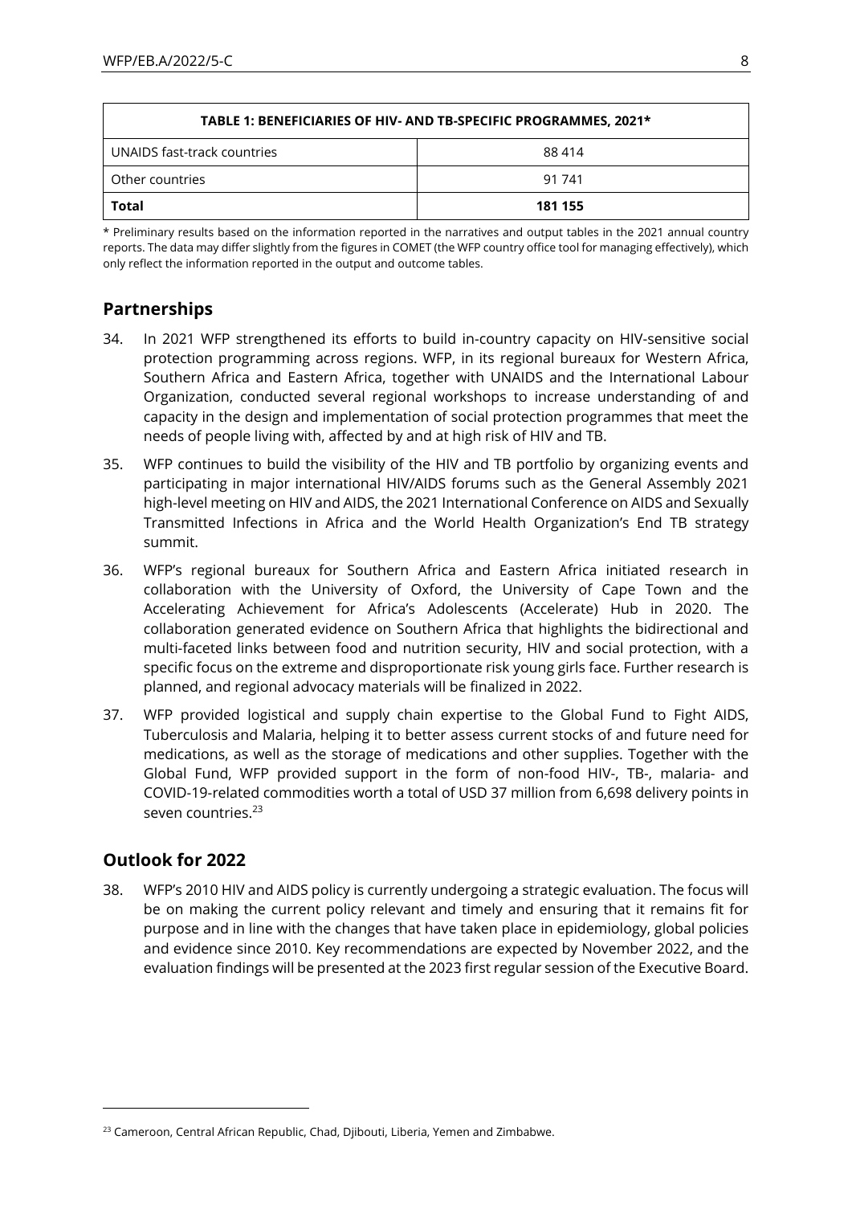| TABLE 1: BENEFICIARIES OF HIV- AND TB-SPECIFIC PROGRAMMES, 2021* | |
|---|---|
| UNAIDS fast-track countries | 88 414 |
| Other countries | 91 741 |
| **Total** | **181 155** |

* Preliminary results based on the information reported in the narratives and output tables in the 2021 annual country reports. The data may differ slightly from the figures in COMET (the WFP country office tool for managing effectively), which only reflect the information reported in the output and outcome tables.

## Partnerships

34. In 2021 WFP strengthened its efforts to build in-country capacity on HIV-sensitive social protection programming across regions. WFP, in its regional bureaux for Western Africa, Southern Africa and Eastern Africa, together with UNAIDS and the International Labour Organization, conducted several regional workshops to increase understanding of and capacity in the design and implementation of social protection programmes that meet the needs of people living with, affected by and at high risk of HIV and TB.

35. WFP continues to build the visibility of the HIV and TB portfolio by organizing events and participating in major international HIV/AIDS forums such as the General Assembly 2021 high-level meeting on HIV and AIDS, the 2021 International Conference on AIDS and Sexually Transmitted Infections in Africa and the World Health Organization's End TB strategy summit.

36. WFP's regional bureaux for Southern Africa and Eastern Africa initiated research in collaboration with the University of Oxford, the University of Cape Town and the Accelerating Achievement for Africa's Adolescents (Accelerate) Hub in 2020. The collaboration generated evidence on Southern Africa that highlights the bidirectional and multi-faceted links between food and nutrition security, HIV and social protection, with a specific focus on the extreme and disproportionate risk young girls face. Further research is planned, and regional advocacy materials will be finalized in 2022.

37. WFP provided logistical and supply chain expertise to the Global Fund to Fight AIDS, Tuberculosis and Malaria, helping it to better assess current stocks of and future need for medications, as well as the storage of medications and other supplies. Together with the Global Fund, WFP provided support in the form of non-food HIV-, TB-, malaria- and COVID-19-related commodities worth a total of USD 37 million from 6,698 delivery points in seven countries.[23]

## Outlook for 2022

38. WFP's 2010 HIV and AIDS policy is currently undergoing a strategic evaluation. The focus will be on making the current policy relevant and timely and ensuring that it remains fit for purpose and in line with the changes that have taken place in epidemiology, global policies and evidence since 2010. Key recommendations are expected by November 2022, and the evaluation findings will be presented at the 2023 first regular session of the Executive Board.

[23] Cameroon, Central African Republic, Chad, Djibouti, Liberia, Yemen and Zimbabwe.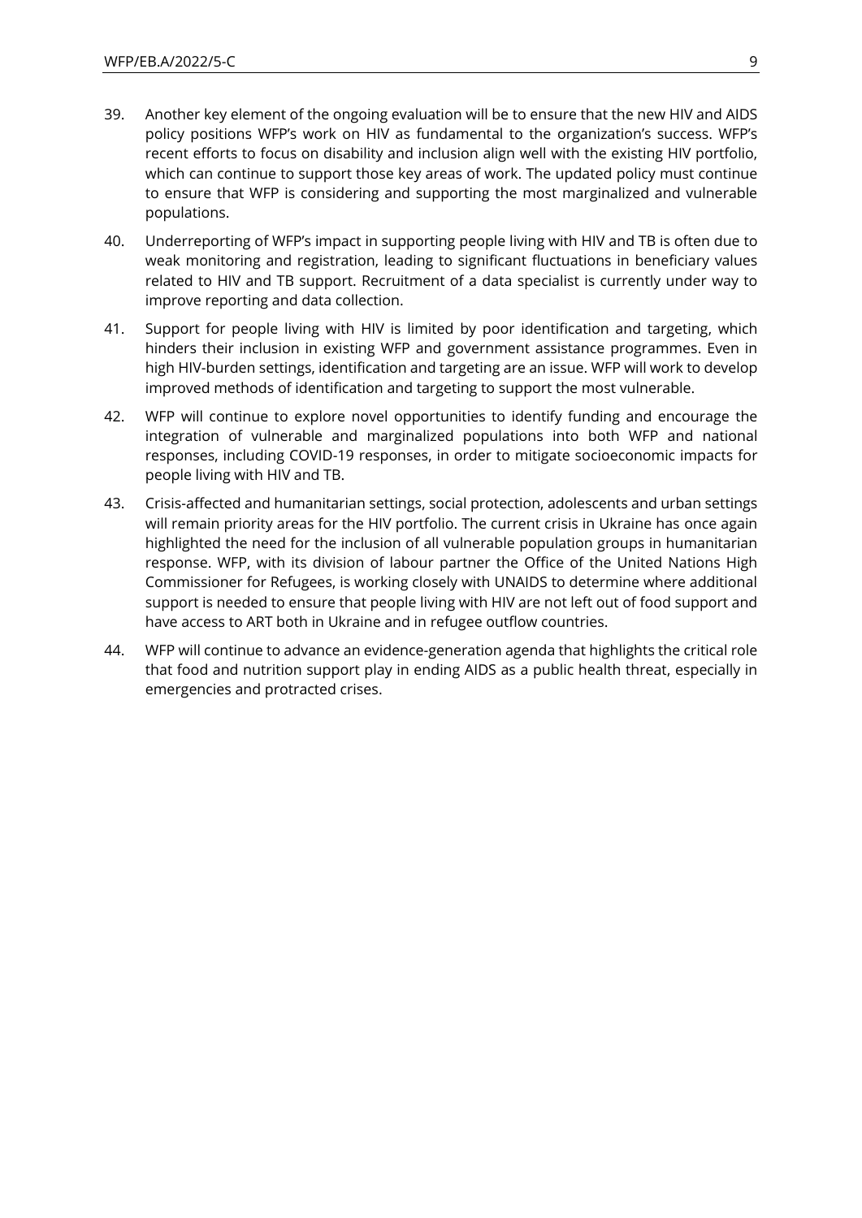39. Another key element of the ongoing evaluation will be to ensure that the new HIV and AIDS policy positions WFP's work on HIV as fundamental to the organization's success. WFP's recent efforts to focus on disability and inclusion align well with the existing HIV portfolio, which can continue to support those key areas of work. The updated policy must continue to ensure that WFP is considering and supporting the most marginalized and vulnerable populations.

40. Underreporting of WFP's impact in supporting people living with HIV and TB is often due to weak monitoring and registration, leading to significant fluctuations in beneficiary values related to HIV and TB support. Recruitment of a data specialist is currently under way to improve reporting and data collection.

41. Support for people living with HIV is limited by poor identification and targeting, which hinders their inclusion in existing WFP and government assistance programmes. Even in high HIV-burden settings, identification and targeting are an issue. WFP will work to develop improved methods of identification and targeting to support the most vulnerable.

42. WFP will continue to explore novel opportunities to identify funding and encourage the integration of vulnerable and marginalized populations into both WFP and national responses, including COVID-19 responses, in order to mitigate socioeconomic impacts for people living with HIV and TB.

43. Crisis-affected and humanitarian settings, social protection, adolescents and urban settings will remain priority areas for the HIV portfolio. The current crisis in Ukraine has once again highlighted the need for the inclusion of all vulnerable population groups in humanitarian response. WFP, with its division of labour partner the Office of the United Nations High Commissioner for Refugees, is working closely with UNAIDS to determine where additional support is needed to ensure that people living with HIV are not left out of food support and have access to ART both in Ukraine and in refugee outflow countries.

44. WFP will continue to advance an evidence-generation agenda that highlights the critical role that food and nutrition support play in ending AIDS as a public health threat, especially in emergencies and protracted crises.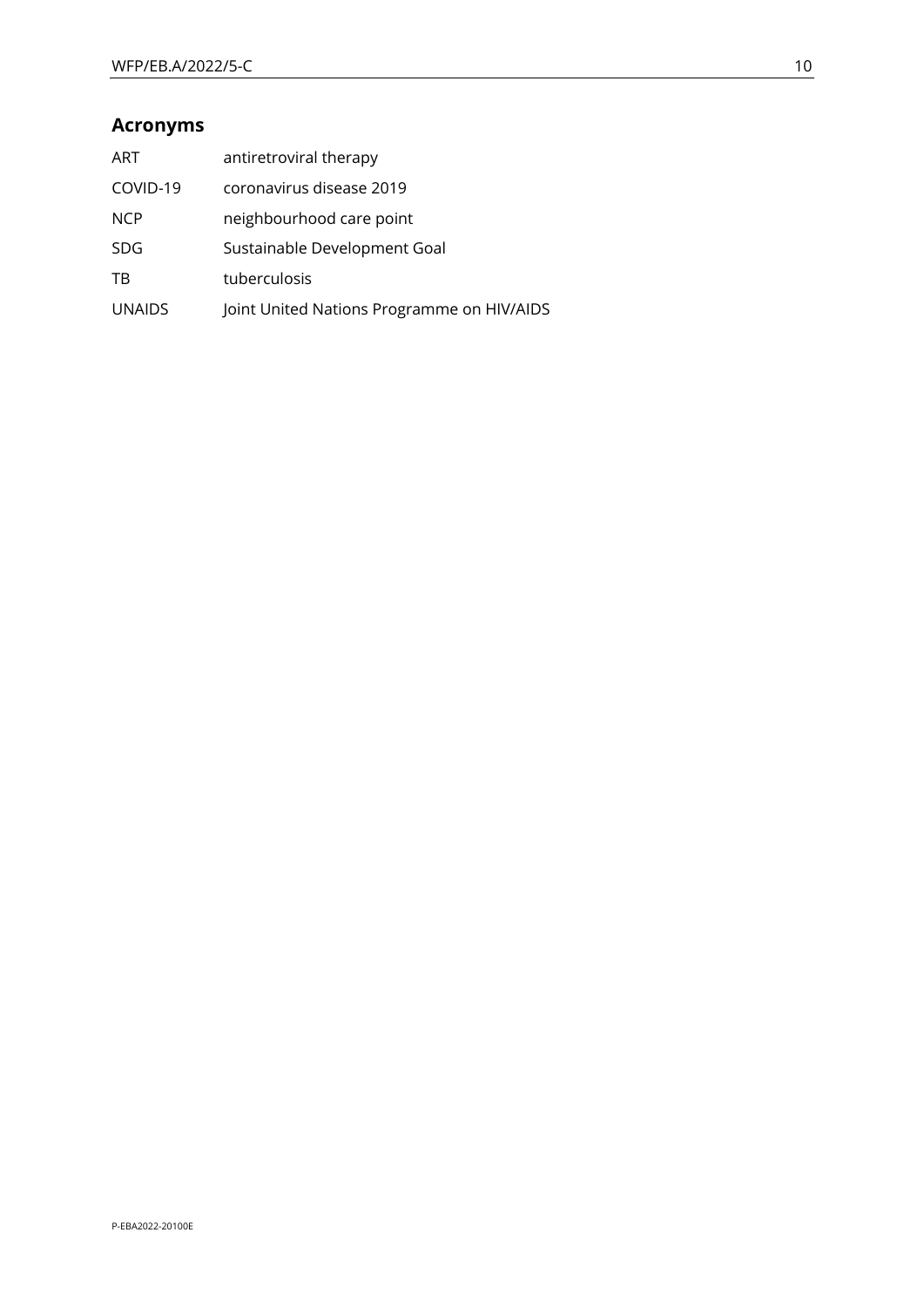## Acronyms

| | |
|---|---|
| ART | antiretroviral therapy |
| COVID-19 | coronavirus disease 2019 |
| NCP | neighbourhood care point |
| SDG | Sustainable Development Goal |
| TB | tuberculosis |
| UNAIDS | Joint United Nations Programme on HIV/AIDS |

P-EBA2022-20100E